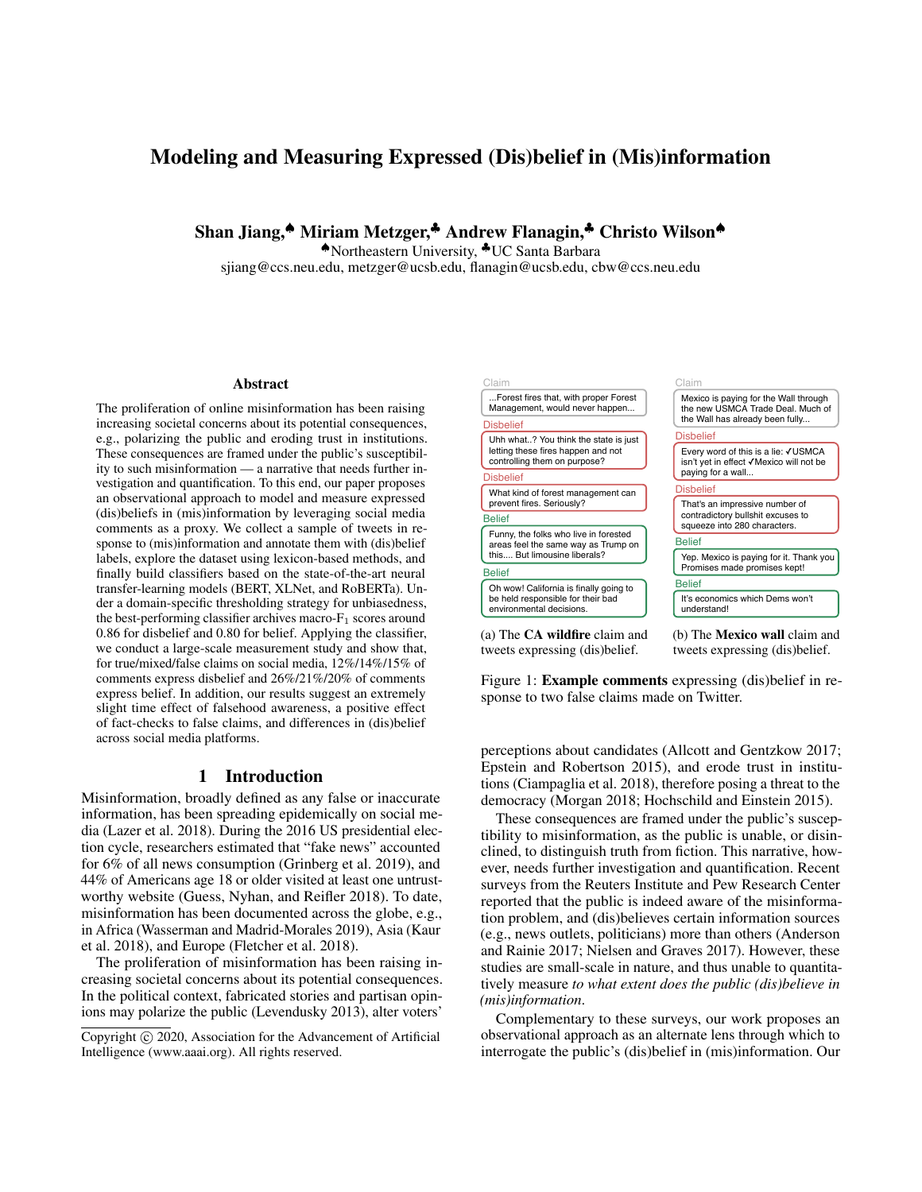# Modeling and Measuring Expressed (Dis)belief in (Mis)information

**Shan Jiang,♠ Miriam Metzger,♣ Andrew Flanagin,♣ Christo Wilson♠**
♠Northeastern University, ♣UC Santa Barbara
sjiang@ccs.neu.edu, metzger@ucsb.edu, flanagin@ucsb.edu, cbw@ccs.neu.edu

## Abstract

The proliferation of online misinformation has been raising increasing societal concerns about its potential consequences, e.g., polarizing the public and eroding trust in institutions. These consequences are framed under the public's susceptibility to such misinformation — a narrative that needs further investigation and quantification. To this end, our paper proposes an observational approach to model and measure expressed (dis)beliefs in (mis)information by leveraging social media comments as a proxy. We collect a sample of tweets in response to (mis)information and annotate them with (dis)belief labels, explore the dataset using lexicon-based methods, and finally build classifiers based on the state-of-the-art neural transfer-learning models (BERT, XLNet, and RoBERTa). Under a domain-specific thresholding strategy for unbiasedness, the best-performing classifier archives macro-$F_1$ scores around 0.86 for disbelief and 0.80 for belief. Applying the classifier, we conduct a large-scale measurement study and show that, for true/mixed/false claims on social media, 12%/14%/15% of comments express disbelief and 26%/21%/20% of comments express belief. In addition, our results suggest an extremely slight time effect of falsehood awareness, a positive effect of fact-checks to false claims, and differences in (dis)belief across social media platforms.

## 1 Introduction

Misinformation, broadly defined as any false or inaccurate information, has been spreading epidemically on social media (Lazer et al. 2018). During the 2016 US presidential election cycle, researchers estimated that "fake news" accounted for 6% of all news consumption (Grinberg et al. 2019), and 44% of Americans age 18 or older visited at least one untrustworthy website (Guess, Nyhan, and Reifler 2018). To date, misinformation has been documented across the globe, e.g., in Africa (Wasserman and Madrid-Morales 2019), Asia (Kaur et al. 2018), and Europe (Fletcher et al. 2018).

The proliferation of misinformation has been raising increasing societal concerns about its potential consequences. In the political context, fabricated stories and partisan opinions may polarize the public (Levendusky 2013), alter voters' perceptions about candidates (Allcott and Gentzkow 2017; Epstein and Robertson 2015), and erode trust in institutions (Ciampaglia et al. 2018), therefore posing a threat to the democracy (Morgan 2018; Hochschild and Einstein 2015).

These consequences are framed under the public's susceptibility to misinformation, as the public is unable, or disinclined, to distinguish truth from fiction. This narrative, however, needs further investigation and quantification. Recent surveys from the Reuters Institute and Pew Research Center reported that the public is indeed aware of the misinformation problem, and (dis)believes certain information sources (e.g., news outlets, politicians) more than others (Anderson and Rainie 2017; Nielsen and Graves 2017). However, these studies are small-scale in nature, and thus unable to quantitatively measure *to what extent does the public (dis)believe in (mis)information*.

Complementary to these surveys, our work proposes an observational approach as an alternate lens through which to interrogate the public's (dis)belief in (mis)information. Our

| Claim | Claim |
|---|---|
| ...Forest fires that, with proper Forest Management, would never happen... | Mexico is paying for the Wall through the new USMCA Trade Deal. Much of the Wall has already been fully... |
| **Disbelief:** Uhh what..? You think the state is just letting these fires happen and not controlling them on purpose? | **Disbelief:** Every word of this is a lie: ✓USMCA isn't yet in effect ✓Mexico will not be paying for a wall... |
| **Disbelief:** What kind of forest management can prevent fires. Seriously? | **Disbelief:** That's an impressive number of contradictory bullshit excuses to squeeze into 280 characters. |
| **Belief:** Funny, the folks who live in forested areas feel the same way as Trump on this.... But limousine liberals? | **Belief:** Yep. Mexico is paying for it. Thank you Promises made promises kept! |
| **Belief:** Oh wow! California is finally going to be held responsible for their bad environmental decisions. | **Belief:** It's economics which Dems won't understand! |
| (a) The **CA wildfire** claim and tweets expressing (dis)belief. | (b) The **Mexico wall** claim and tweets expressing (dis)belief. |

Figure 1: **Example comments** expressing (dis)belief in response to two false claims made on Twitter.

Copyright © 2020, Association for the Advancement of Artificial Intelligence (www.aaai.org). All rights reserved.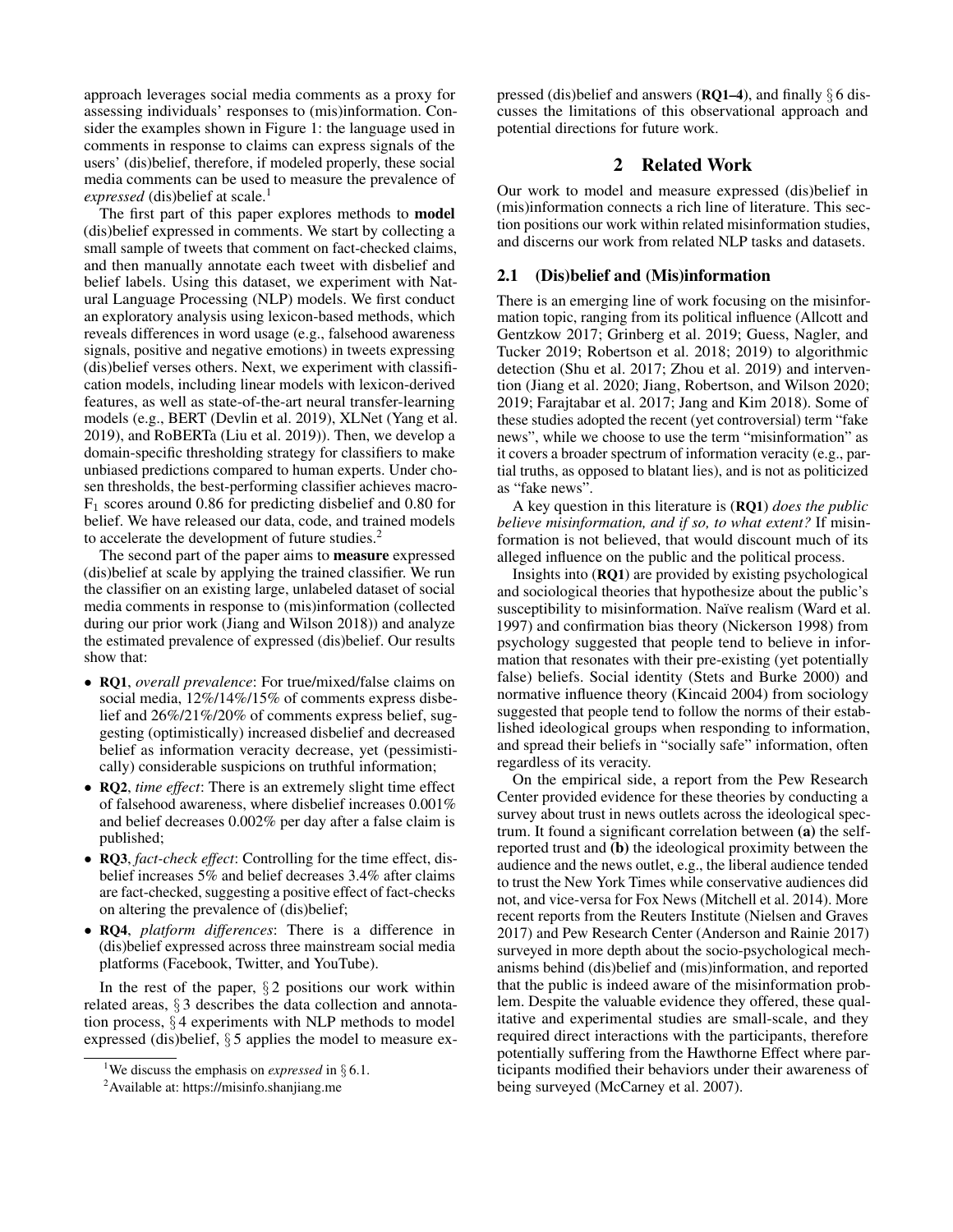approach leverages social media comments as a proxy for assessing individuals' responses to (mis)information. Consider the examples shown in Figure 1: the language used in comments in response to claims can express signals of the users' (dis)belief, therefore, if modeled properly, these social media comments can be used to measure the prevalence of *expressed* (dis)belief at scale.[1]

The first part of this paper explores methods to **model** (dis)belief expressed in comments. We start by collecting a small sample of tweets that comment on fact-checked claims, and then manually annotate each tweet with disbelief and belief labels. Using this dataset, we experiment with Natural Language Processing (NLP) models. We first conduct an exploratory analysis using lexicon-based methods, which reveals differences in word usage (e.g., falsehood awareness signals, positive and negative emotions) in tweets expressing (dis)belief verses others. Next, we experiment with classification models, including linear models with lexicon-derived features, as well as state-of-the-art neural transfer-learning models (e.g., BERT (Devlin et al. 2019), XLNet (Yang et al. 2019), and RoBERTa (Liu et al. 2019)). Then, we develop a domain-specific thresholding strategy for classifiers to make unbiased predictions compared to human experts. Under chosen thresholds, the best-performing classifier achieves macro-$F_1$ scores around 0.86 for predicting disbelief and 0.80 for belief. We have released our data, code, and trained models to accelerate the development of future studies.[2]

The second part of the paper aims to **measure** expressed (dis)belief at scale by applying the trained classifier. We run the classifier on an existing large, unlabeled dataset of social media comments in response to (mis)information (collected during our prior work (Jiang and Wilson 2018)) and analyze the estimated prevalence of expressed (dis)belief. Our results show that:

- **RQ1**, *overall prevalence*: For true/mixed/false claims on social media, 12%/14%/15% of comments express disbelief and 26%/21%/20% of comments express belief, suggesting (optimistically) increased disbelief and decreased belief as information veracity decrease, yet (pessimistically) considerable suspicions on truthful information;
- **RQ2**, *time effect*: There is an extremely slight time effect of falsehood awareness, where disbelief increases 0.001% and belief decreases 0.002% per day after a false claim is published;
- **RQ3**, *fact-check effect*: Controlling for the time effect, disbelief increases 5% and belief decreases 3.4% after claims are fact-checked, suggesting a positive effect of fact-checks on altering the prevalence of (dis)belief;
- **RQ4**, *platform differences*: There is a difference in (dis)belief expressed across three mainstream social media platforms (Facebook, Twitter, and YouTube).

In the rest of the paper, § 2 positions our work within related areas, § 3 describes the data collection and annotation process, § 4 experiments with NLP methods to model expressed (dis)belief, § 5 applies the model to measure expressed (dis)belief and answers (**RQ1–4**), and finally § 6 discusses the limitations of this observational approach and potential directions for future work.

[1] We discuss the emphasis on *expressed* in § 6.1.

[2] Available at: https://misinfo.shanjiang.me

## 2 Related Work

Our work to model and measure expressed (dis)belief in (mis)information connects a rich line of literature. This section positions our work within related misinformation studies, and discerns our work from related NLP tasks and datasets.

### 2.1 (Dis)belief and (Mis)information

There is an emerging line of work focusing on the misinformation topic, ranging from its political influence (Allcott and Gentzkow 2017; Grinberg et al. 2019; Guess, Nagler, and Tucker 2019; Robertson et al. 2018; 2019) to algorithmic detection (Shu et al. 2017; Zhou et al. 2019) and intervention (Jiang et al. 2020; Jiang, Robertson, and Wilson 2020; 2019; Farajtabar et al. 2017; Jang and Kim 2018). Some of these studies adopted the recent (yet controversial) term "fake news", while we choose to use the term "misinformation" as it covers a broader spectrum of information veracity (e.g., partial truths, as opposed to blatant lies), and is not as politicized as "fake news".

A key question in this literature is (**RQ1**) *does the public believe misinformation, and if so, to what extent?* If misinformation is not believed, that would discount much of its alleged influence on the public and the political process.

Insights into (**RQ1**) are provided by existing psychological and sociological theories that hypothesize about the public's susceptibility to misinformation. Naïve realism (Ward et al. 1997) and confirmation bias theory (Nickerson 1998) from psychology suggested that people tend to believe in information that resonates with their pre-existing (yet potentially false) beliefs. Social identity (Stets and Burke 2000) and normative influence theory (Kincaid 2004) from sociology suggested that people tend to follow the norms of their established ideological groups when responding to information, and spread their beliefs in "socially safe" information, often regardless of its veracity.

On the empirical side, a report from the Pew Research Center provided evidence for these theories by conducting a survey about trust in news outlets across the ideological spectrum. It found a significant correlation between **(a)** the self-reported trust and **(b)** the ideological proximity between the audience and the news outlet, e.g., the liberal audience tended to trust the New York Times while conservative audiences did not, and vice-versa for Fox News (Mitchell et al. 2014). More recent reports from the Reuters Institute (Nielsen and Graves 2017) and Pew Research Center (Anderson and Rainie 2017) surveyed in more depth about the socio-psychological mechanisms behind (dis)belief and (mis)information, and reported that the public is indeed aware of the misinformation problem. Despite the valuable evidence they offered, these qualitative and experimental studies are small-scale, and they required direct interactions with the participants, therefore potentially suffering from the Hawthorne Effect where participants modified their behaviors under their awareness of being surveyed (McCarney et al. 2007).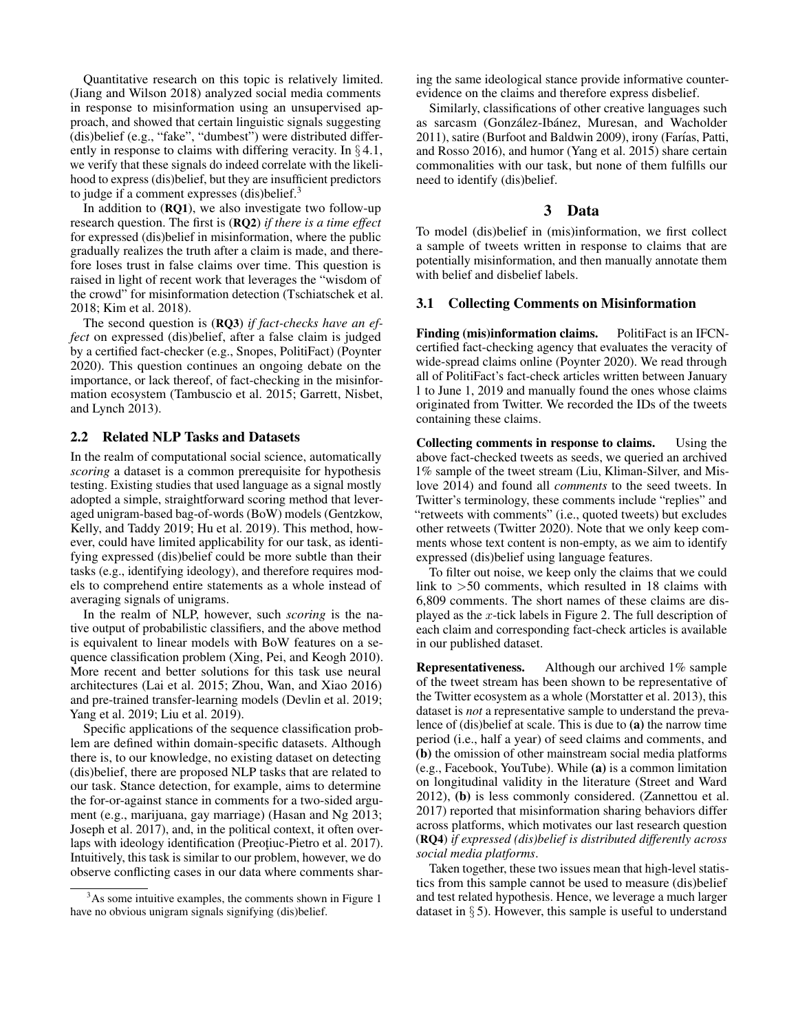Quantitative research on this topic is relatively limited. (Jiang and Wilson 2018) analyzed social media comments in response to misinformation using an unsupervised approach, and showed that certain linguistic signals suggesting (dis)belief (e.g., "fake", "dumbest") were distributed differently in response to claims with differing veracity. In § 4.1, we verify that these signals do indeed correlate with the likelihood to express (dis)belief, but they are insufficient predictors to judge if a comment expresses (dis)belief.[3]

In addition to (**RQ1**), we also investigate two follow-up research question. The first is (**RQ2**) *if there is a time effect* for expressed (dis)belief in misinformation, where the public gradually realizes the truth after a claim is made, and therefore loses trust in false claims over time. This question is raised in light of recent work that leverages the "wisdom of the crowd" for misinformation detection (Tschiatschek et al. 2018; Kim et al. 2018).

The second question is (**RQ3**) *if fact-checks have an effect* on expressed (dis)belief, after a false claim is judged by a certified fact-checker (e.g., Snopes, PolitiFact) (Poynter 2020). This question continues an ongoing debate on the importance, or lack thereof, of fact-checking in the misinformation ecosystem (Tambuscio et al. 2015; Garrett, Nisbet, and Lynch 2013).

### 2.2 Related NLP Tasks and Datasets

In the realm of computational social science, automatically *scoring* a dataset is a common prerequisite for hypothesis testing. Existing studies that used language as a signal mostly adopted a simple, straightforward scoring method that leveraged unigram-based bag-of-words (BoW) models (Gentzkow, Kelly, and Taddy 2019; Hu et al. 2019). This method, however, could have limited applicability for our task, as identifying expressed (dis)belief could be more subtle than their tasks (e.g., identifying ideology), and therefore requires models to comprehend entire statements as a whole instead of averaging signals of unigrams.

In the realm of NLP, however, such *scoring* is the native output of probabilistic classifiers, and the above method is equivalent to linear models with BoW features on a sequence classification problem (Xing, Pei, and Keogh 2010). More recent and better solutions for this task use neural architectures (Lai et al. 2015; Zhou, Wan, and Xiao 2016) and pre-trained transfer-learning models (Devlin et al. 2019; Yang et al. 2019; Liu et al. 2019).

Specific applications of the sequence classification problem are defined within domain-specific datasets. Although there is, to our knowledge, no existing dataset on detecting (dis)belief, there are proposed NLP tasks that are related to our task. Stance detection, for example, aims to determine the for-or-against stance in comments for a two-sided argument (e.g., marijuana, gay marriage) (Hasan and Ng 2013; Joseph et al. 2017), and, in the political context, it often overlaps with ideology identification (Preoţiuc-Pietro et al. 2017). Intuitively, this task is similar to our problem, however, we do observe conflicting cases in our data where comments sharing the same ideological stance provide informative counter-evidence on the claims and therefore express disbelief.

Similarly, classifications of other creative languages such as sarcasm (González-Ibánez, Muresan, and Wacholder 2011), satire (Burfoot and Baldwin 2009), irony (Farías, Patti, and Rosso 2016), and humor (Yang et al. 2015) share certain commonalities with our task, but none of them fulfills our need to identify (dis)belief.

## 3 Data

To model (dis)belief in (mis)information, we first collect a sample of tweets written in response to claims that are potentially misinformation, and then manually annotate them with belief and disbelief labels.

### 3.1 Collecting Comments on Misinformation

**Finding (mis)information claims.** PolitiFact is an IFCN-certified fact-checking agency that evaluates the veracity of wide-spread claims online (Poynter 2020). We read through all of PolitiFact's fact-check articles written between January 1 to June 1, 2019 and manually found the ones whose claims originated from Twitter. We recorded the IDs of the tweets containing these claims.

**Collecting comments in response to claims.** Using the above fact-checked tweets as seeds, we queried an archived 1% sample of the tweet stream (Liu, Kliman-Silver, and Mislove 2014) and found all *comments* to the seed tweets. In Twitter's terminology, these comments include "replies" and "retweets with comments" (i.e., quoted tweets) but excludes other retweets (Twitter 2020). Note that we only keep comments whose text content is non-empty, as we aim to identify expressed (dis)belief using language features.

To filter out noise, we keep only the claims that we could link to >50 comments, which resulted in 18 claims with 6,809 comments. The short names of these claims are displayed as the $x$-tick labels in Figure 2. The full description of each claim and corresponding fact-check articles is available in our published dataset.

**Representativeness.** Although our archived 1% sample of the tweet stream has been shown to be representative of the Twitter ecosystem as a whole (Morstatter et al. 2013), this dataset is *not* a representative sample to understand the prevalence of (dis)belief at scale. This is due to **(a)** the narrow time period (i.e., half a year) of seed claims and comments, and **(b)** the omission of other mainstream social media platforms (e.g., Facebook, YouTube). While **(a)** is a common limitation on longitudinal validity in the literature (Street and Ward 2012), **(b)** is less commonly considered. (Zannettou et al. 2017) reported that misinformation sharing behaviors differ across platforms, which motivates our last research question (**RQ4**) *if expressed (dis)belief is distributed differently across social media platforms*.

Taken together, these two issues mean that high-level statistics from this sample cannot be used to measure (dis)belief and test related hypothesis. Hence, we leverage a much larger dataset in § 5). However, this sample is useful to understand

[3] As some intuitive examples, the comments shown in Figure 1 have no obvious unigram signals signifying (dis)belief.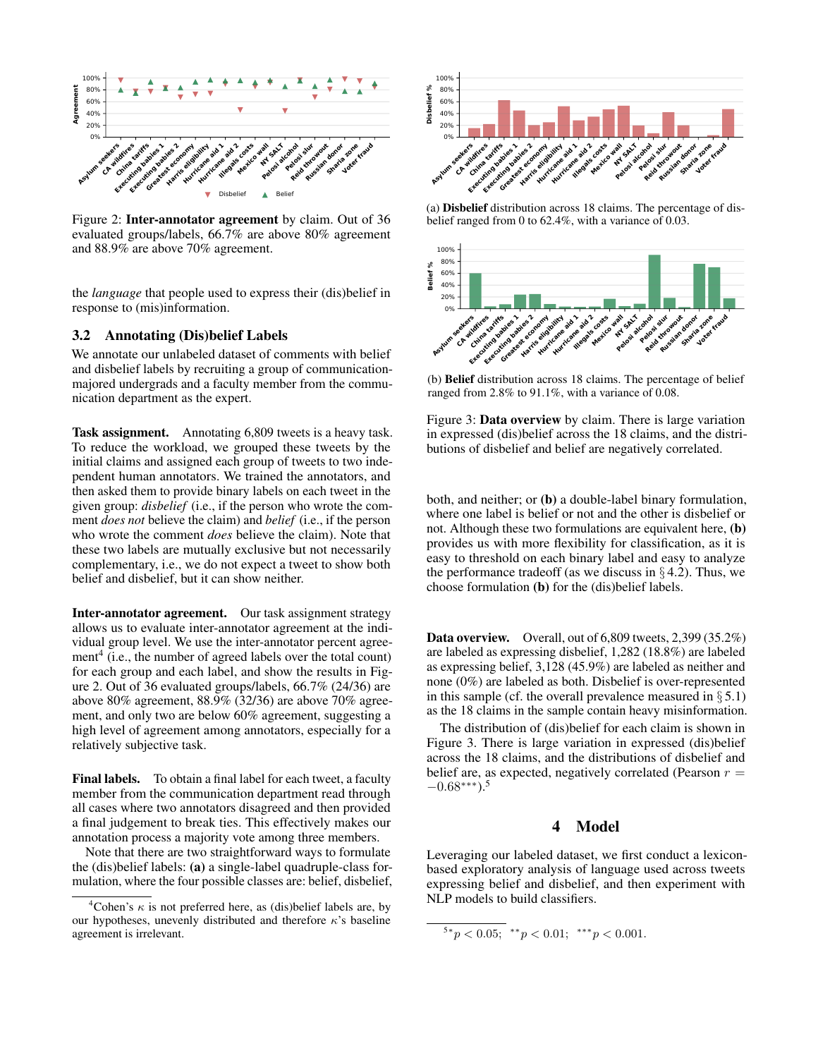Figure 2: **Inter-annotator agreement** by claim. Out of 36 evaluated groups/labels, 66.7% are above 80% agreement and 88.9% are above 70% agreement.

the *language* that people used to express their (dis)belief in response to (mis)information.

### 3.2 Annotating (Dis)belief Labels

We annotate our unlabeled dataset of comments with belief and disbelief labels by recruiting a group of communication-majored undergrads and a faculty member from the communication department as the expert.

**Task assignment.** Annotating 6,809 tweets is a heavy task. To reduce the workload, we grouped these tweets by the initial claims and assigned each group of tweets to two independent human annotators. We trained the annotators, and then asked them to provide binary labels on each tweet in the given group: *disbelief* (i.e., if the person who wrote the comment *does not* believe the claim) and *belief* (i.e., if the person who wrote the comment *does* believe the claim). Note that these two labels are mutually exclusive but not necessarily complementary, i.e., we do not expect a tweet to show both belief and disbelief, but it can show neither.

**Inter-annotator agreement.** Our task assignment strategy allows us to evaluate inter-annotator agreement at the individual group level. We use the inter-annotator percent agreement[4] (i.e., the number of agreed labels over the total count) for each group and each label, and show the results in Figure 2. Out of 36 evaluated groups/labels, 66.7% (24/36) are above 80% agreement, 88.9% (32/36) are above 70% agreement, and only two are below 60% agreement, suggesting a high level of agreement among annotators, especially for a relatively subjective task.

**Final labels.** To obtain a final label for each tweet, a faculty member from the communication department read through all cases where two annotators disagreed and then provided a final judgement to break ties. This effectively makes our annotation process a majority vote among three members.

Note that there are two straightforward ways to formulate the (dis)belief labels: **(a)** a single-label quadruple-class formulation, where the four possible classes are: belief, disbelief, both, and neither; or **(b)** a double-label binary formulation, where one label is belief or not and the other is disbelief or not. Although these two formulations are equivalent here, **(b)** provides us with more flexibility for classification, as it is easy to threshold on each binary label and easy to analyze the performance tradeoff (as we discuss in § 4.2). Thus, we choose formulation **(b)** for the (dis)belief labels.

[4] Cohen's $\kappa$ is not preferred here, as (dis)belief labels are, by our hypotheses, unevenly distributed and therefore $\kappa$'s baseline agreement is irrelevant.

(a) **Disbelief** distribution across 18 claims. The percentage of disbelief ranged from 0 to 62.4%, with a variance of 0.03.

(b) **Belief** distribution across 18 claims. The percentage of belief ranged from 2.8% to 91.1%, with a variance of 0.08.

Figure 3: **Data overview** by claim. There is large variation in expressed (dis)belief across the 18 claims, and the distributions of disbelief and belief are negatively correlated.

**Data overview.** Overall, out of 6,809 tweets, 2,399 (35.2%) are labeled as expressing disbelief, 1,282 (18.8%) are labeled as expressing belief, 3,128 (45.9%) are labeled as neither and none (0%) are labeled as both. Disbelief is over-represented in this sample (cf. the overall prevalence measured in § 5.1) as the 18 claims in the sample contain heavy misinformation.

The distribution of (dis)belief for each claim is shown in Figure 3. There is large variation in expressed (dis)belief across the 18 claims, and the distributions of disbelief and belief are, as expected, negatively correlated (Pearson $r = -0.68^{***}$).[5]

## 4 Model

Leveraging our labeled dataset, we first conduct a lexicon-based exploratory analysis of language used across tweets expressing belief and disbelief, and then experiment with NLP models to build classifiers.

[5] $^{*}p < 0.05$; $^{**}p < 0.01$; $^{***}p < 0.001$.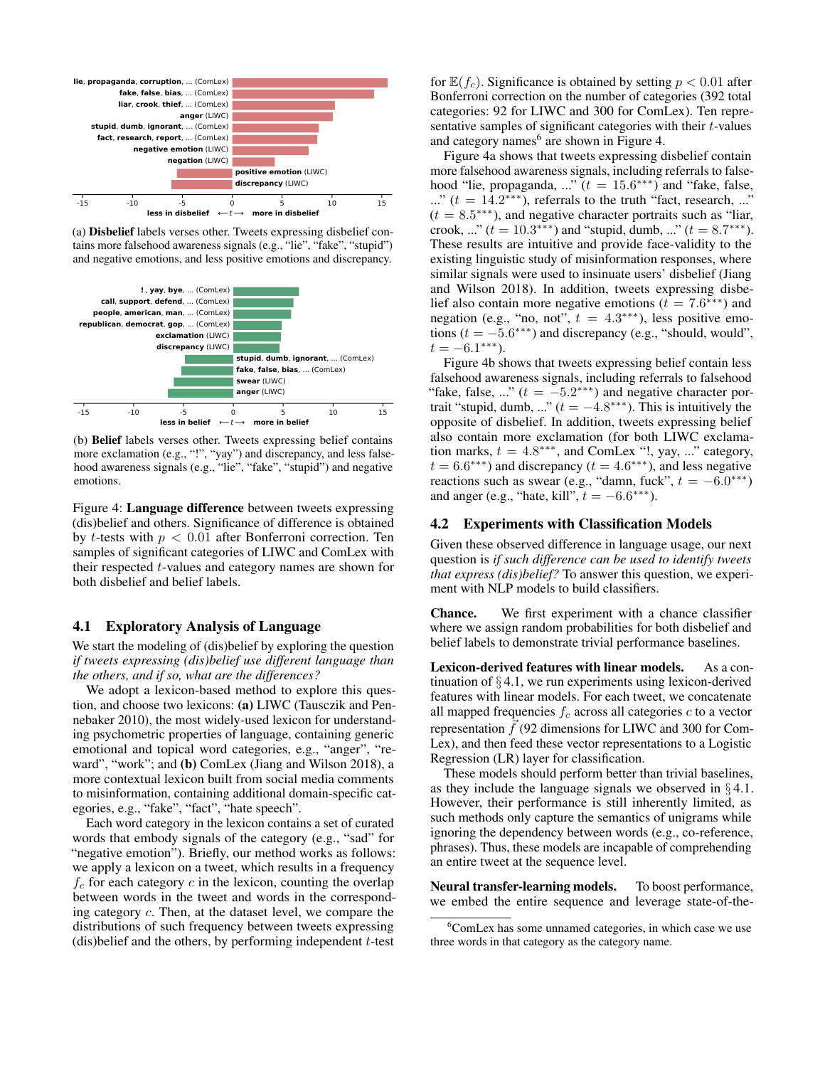(a) **Disbelief** labels verses other. Tweets expressing disbelief contains more falsehood awareness signals (e.g., "lie", "fake", "stupid") and negative emotions, and less positive emotions and discrepancy.

(b) **Belief** labels verses other. Tweets expressing belief contains more exclamation (e.g., "!", "yay") and discrepancy, and less falsehood awareness signals (e.g., "lie", "fake", "stupid") and negative emotions.

Figure 4: **Language difference** between tweets expressing (dis)belief and others. Significance of difference is obtained by $t$-tests with $p < 0.01$ after Bonferroni correction. Ten samples of significant categories of LIWC and ComLex with their respected $t$-values and category names are shown for both disbelief and belief labels.

### 4.1 Exploratory Analysis of Language

We start the modeling of (dis)belief by exploring the question *if tweets expressing (dis)belief use different language than the others, and if so, what are the differences?*

We adopt a lexicon-based method to explore this question, and choose two lexicons: **(a)** LIWC (Tausczik and Pennebaker 2010), the most widely-used lexicon for understanding psychometric properties of language, containing generic emotional and topical word categories, e.g., "anger", "reward", "work"; and **(b)** ComLex (Jiang and Wilson 2018), a more contextual lexicon built from social media comments to misinformation, containing additional domain-specific categories, e.g., "fake", "fact", "hate speech".

Each word category in the lexicon contains a set of curated words that embody signals of the category (e.g., "sad" for "negative emotion"). Briefly, our method works as follows: we apply a lexicon on a tweet, which results in a frequency $f_c$ for each category $c$ in the lexicon, counting the overlap between words in the tweet and words in the corresponding category $c$. Then, at the dataset level, we compare the distributions of such frequency between tweets expressing (dis)belief and the others, by performing independent $t$-test for $\mathbb{E}(f_c)$. Significance is obtained by setting $p < 0.01$ after Bonferroni correction on the number of categories (392 total categories: 92 for LIWC and 300 for ComLex). Ten representative samples of significant categories with their $t$-values and category names[6] are shown in Figure 4.

Figure 4a shows that tweets expressing disbelief contain more falsehood awareness signals, including referrals to falsehood "lie, propaganda, ..." ($t = 15.6^{***}$) and "fake, false, ..." ($t = 14.2^{***}$), referrals to the truth "fact, research, ..." ($t = 8.5^{***}$), and negative character portraits such as "liar, crook, ..." ($t = 10.3^{***}$) and "stupid, dumb, ..." ($t = 8.7^{***}$). These results are intuitive and provide face-validity to the existing linguistic study of misinformation responses, where similar signals were used to insinuate users' disbelief (Jiang and Wilson 2018). In addition, tweets expressing disbelief also contain more negative emotions ($t = 7.6^{***}$) and negation (e.g., "no, not", $t = 4.3^{***}$), less positive emotions ($t = -5.6^{***}$) and discrepancy (e.g., "should, would", $t = -6.1^{***}$).

Figure 4b shows that tweets expressing belief contain less falsehood awareness signals, including referrals to falsehood "fake, false, ..." ($t = -5.2^{***}$) and negative character portrait "stupid, dumb, ..." ($t = -4.8^{***}$). This is intuitively the opposite of disbelief. In addition, tweets expressing belief also contain more exclamation (for both LIWC exclamation marks, $t = 4.8^{***}$, and ComLex "!, yay, ..." category, $t = 6.6^{***}$) and discrepancy ($t = 4.6^{***}$), and less negative reactions such as swear (e.g., "damn, fuck", $t = -6.0^{***}$) and anger (e.g., "hate, kill", $t = -6.6^{***}$).

### 4.2 Experiments with Classification Models

Given these observed difference in language usage, our next question is *if such difference can be used to identify tweets that express (dis)belief?* To answer this question, we experiment with NLP models to build classifiers.

**Chance.** We first experiment with a chance classifier where we assign random probabilities for both disbelief and belief labels to demonstrate trivial performance baselines.

**Lexicon-derived features with linear models.** As a continuation of § 4.1, we run experiments using lexicon-derived features with linear models. For each tweet, we concatenate all mapped frequencies $f_c$ across all categories $c$ to a vector representation $\vec{f}$ (92 dimensions for LIWC and 300 for ComLex), and then feed these vector representations to a Logistic Regression (LR) layer for classification.

These models should perform better than trivial baselines, as they include the language signals we observed in § 4.1. However, their performance is still inherently limited, as such methods only capture the semantics of unigrams while ignoring the dependency between words (e.g., co-reference, phrases). Thus, these models are incapable of comprehending an entire tweet at the sequence level.

**Neural transfer-learning models.** To boost performance, we embed the entire sequence and leverage state-of-the-

[6] ComLex has some unnamed categories, in which case we use three words in that category as the category name.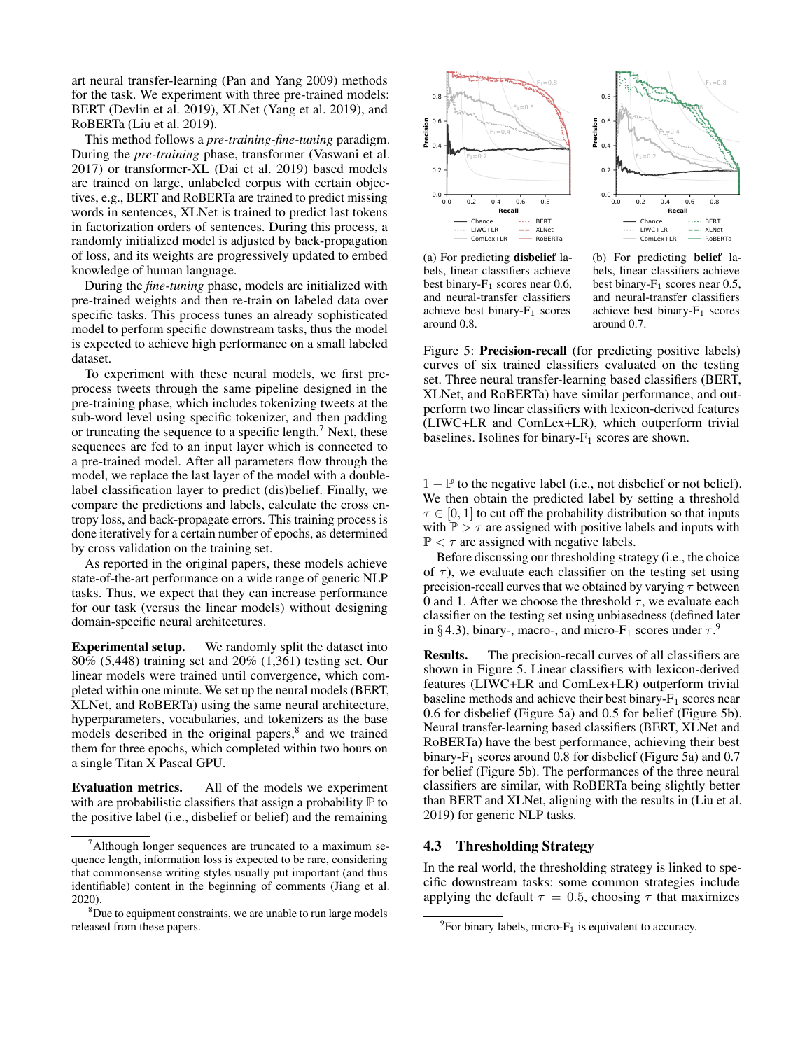art neural transfer-learning (Pan and Yang 2009) methods for the task. We experiment with three pre-trained models: BERT (Devlin et al. 2019), XLNet (Yang et al. 2019), and RoBERTa (Liu et al. 2019).

This method follows a *pre-training-fine-tuning* paradigm. During the *pre-training* phase, transformer (Vaswani et al. 2017) or transformer-XL (Dai et al. 2019) based models are trained on large, unlabeled corpus with certain objectives, e.g., BERT and RoBERTa are trained to predict missing words in sentences, XLNet is trained to predict last tokens in factorization orders of sentences. During this process, a randomly initialized model is adjusted by back-propagation of loss, and its weights are progressively updated to embed knowledge of human language.

During the *fine-tuning* phase, models are initialized with pre-trained weights and then re-train on labeled data over specific tasks. This process tunes an already sophisticated model to perform specific downstream tasks, thus the model is expected to achieve high performance on a small labeled dataset.

To experiment with these neural models, we first preprocess tweets through the same pipeline designed in the pre-training phase, which includes tokenizing tweets at the sub-word level using specific tokenizer, and then padding or truncating the sequence to a specific length.[7] Next, these sequences are fed to an input layer which is connected to a pre-trained model. After all parameters flow through the model, we replace the last layer of the model with a double-label classification layer to predict (dis)belief. Finally, we compare the predictions and labels, calculate the cross entropy loss, and back-propagate errors. This training process is done iteratively for a certain number of epochs, as determined by cross validation on the training set.

As reported in the original papers, these models achieve state-of-the-art performance on a wide range of generic NLP tasks. Thus, we expect that they can increase performance for our task (versus the linear models) without designing domain-specific neural architectures.

**Experimental setup.** We randomly split the dataset into 80% (5,448) training set and 20% (1,361) testing set. Our linear models were trained until convergence, which completed within one minute. We set up the neural models (BERT, XLNet, and RoBERTa) using the same neural architecture, hyperparameters, vocabularies, and tokenizers as the base models described in the original papers,[8] and we trained them for three epochs, which completed within two hours on a single Titan X Pascal GPU.

**Evaluation metrics.** All of the models we experiment with are probabilistic classifiers that assign a probability $\mathbb{P}$ to the positive label (i.e., disbelief or belief) and the remaining $1 - \mathbb{P}$ to the negative label (i.e., not disbelief or not belief). We then obtain the predicted label by setting a threshold $\tau \in [0, 1]$ to cut off the probability distribution so that inputs with $\mathbb{P} > \tau$ are assigned with positive labels and inputs with $\mathbb{P} < \tau$ are assigned with negative labels.

(a) For predicting **disbelief** labels, linear classifiers achieve best binary-$F_1$ scores near 0.6, and neural-transfer classifiers achieve best binary-$F_1$ scores around 0.8.

(b) For predicting **belief** labels, linear classifiers achieve best binary-$F_1$ scores near 0.5, and neural-transfer classifiers achieve best binary-$F_1$ scores around 0.7.

Figure 5: **Precision-recall** (for predicting positive labels) curves of six trained classifiers evaluated on the testing set. Three neural transfer-learning based classifiers (BERT, XLNet, and RoBERTa) have similar performance, and outperform two linear classifiers with lexicon-derived features (LIWC+LR and ComLex+LR), which outperform trivial baselines. Isolines for binary-$F_1$ scores are shown.

Before discussing our thresholding strategy (i.e., the choice of $\tau$), we evaluate each classifier on the testing set using precision-recall curves that we obtained by varying $\tau$ between 0 and 1. After we choose the threshold $\tau$, we evaluate each classifier on the testing set using unbiasedness (defined later in § 4.3), binary-, macro-, and micro-$F_1$ scores under $\tau$.[9]

**Results.** The precision-recall curves of all classifiers are shown in Figure 5. Linear classifiers with lexicon-derived features (LIWC+LR and ComLex+LR) outperform trivial baseline methods and achieve their best binary-$F_1$ scores near 0.6 for disbelief (Figure 5a) and 0.5 for belief (Figure 5b). Neural transfer-learning based classifiers (BERT, XLNet and RoBERTa) have the best performance, achieving their best binary-$F_1$ scores around 0.8 for disbelief (Figure 5a) and 0.7 for belief (Figure 5b). The performances of the three neural classifiers are similar, with RoBERTa being slightly better than BERT and XLNet, aligning with the results in (Liu et al. 2019) for generic NLP tasks.

## 4.3 Thresholding Strategy

In the real world, the thresholding strategy is linked to specific downstream tasks: some common strategies include applying the default $\tau = 0.5$, choosing $\tau$ that maximizes

[7] Although longer sequences are truncated to a maximum sequence length, information loss is expected to be rare, considering that commonsense writing styles usually put important (and thus identifiable) content in the beginning of comments (Jiang et al. 2020).

[8] Due to equipment constraints, we are unable to run large models released from these papers.

[9] For binary labels, micro-$F_1$ is equivalent to accuracy.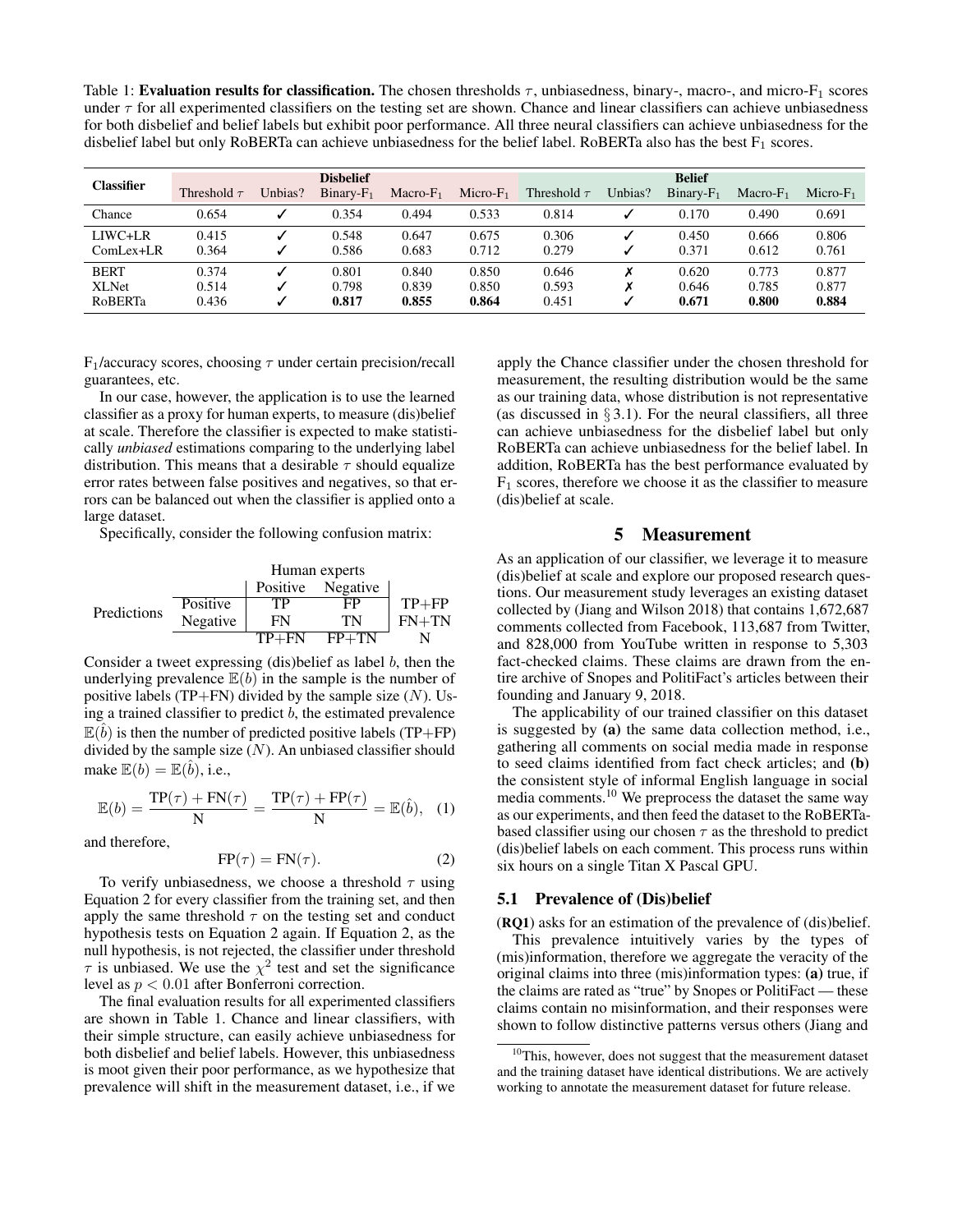Table 1: **Evaluation results for classification.** The chosen thresholds $\tau$, unbiasedness, binary-, macro-, and micro-$F_1$ scores under $\tau$ for all experimented classifiers on the testing set are shown. Chance and linear classifiers can achieve unbiasedness for both disbelief and belief labels but exhibit poor performance. All three neural classifiers can achieve unbiasedness for the disbelief label but only RoBERTa can achieve unbiasedness for the belief label. RoBERTa also has the best $F_1$ scores.

| Classifier | Disbelief | | | | | Belief | | | | |
|---|---|---|---|---|---|---|---|---|---|---|
| | Threshold $\tau$ | Unbias? | Binary-$F_1$ | Macro-$F_1$ | Micro-$F_1$ | Threshold $\tau$ | Unbias? | Binary-$F_1$ | Macro-$F_1$ | Micro-$F_1$ |
| Chance | 0.654 | ✓ | 0.354 | 0.494 | 0.533 | 0.814 | ✓ | 0.170 | 0.490 | 0.691 |
| LIWC+LR | 0.415 | ✓ | 0.548 | 0.647 | 0.675 | 0.306 | ✓ | 0.450 | 0.666 | 0.806 |
| ComLex+LR | 0.364 | ✓ | 0.586 | 0.683 | 0.712 | 0.279 | ✓ | 0.371 | 0.612 | 0.761 |
| BERT | 0.374 | ✓ | 0.801 | 0.840 | 0.850 | 0.646 | ✗ | 0.620 | 0.773 | 0.877 |
| XLNet | 0.514 | ✓ | 0.798 | 0.839 | 0.850 | 0.593 | ✗ | 0.646 | 0.785 | 0.877 |
| RoBERTa | 0.436 | ✓ | **0.817** | **0.855** | **0.864** | 0.451 | ✓ | **0.671** | **0.800** | **0.884** |

$F_1$/accuracy scores, choosing $\tau$ under certain precision/recall guarantees, etc.

In our case, however, the application is to use the learned classifier as a proxy for human experts, to measure (dis)belief at scale. Therefore the classifier is expected to make statistically *unbiased* estimations comparing to the underlying label distribution. This means that a desirable $\tau$ should equalize error rates between false positives and negatives, so that errors can be balanced out when the classifier is applied onto a large dataset.

Specifically, consider the following confusion matrix:

| | | Human experts: Positive | Human experts: Negative | |
|---|---|---|---|---|
| Predictions | Positive | TP | FP | TP+FP |
| | Negative | FN | TN | FN+TN |
| | | TP+FN | FP+TN | N |

Consider a tweet expressing (dis)belief as label $b$, then the underlying prevalence $\mathbb{E}(b)$ in the sample is the number of positive labels (TP+FN) divided by the sample size ($N$). Using a trained classifier to predict $b$, the estimated prevalence $\mathbb{E}(\hat{b})$ is then the number of predicted positive labels (TP+FP) divided by the sample size ($N$). An unbiased classifier should make $\mathbb{E}(b) = \mathbb{E}(\hat{b})$, i.e.,

$$\mathbb{E}(b) = \frac{\mathrm{TP}(\tau) + \mathrm{FN}(\tau)}{\mathrm{N}} = \frac{\mathrm{TP}(\tau) + \mathrm{FP}(\tau)}{\mathrm{N}} = \mathbb{E}(\hat{b}), \quad (1)$$

and therefore,

$$\mathrm{FP}(\tau) = \mathrm{FN}(\tau). \quad (2)$$

To verify unbiasedness, we choose a threshold $\tau$ using Equation 2 for every classifier from the training set, and then apply the same threshold $\tau$ on the testing set and conduct hypothesis tests on Equation 2 again. If Equation 2, as the null hypothesis, is not rejected, the classifier under threshold $\tau$ is unbiased. We use the $\chi^2$ test and set the significance level as $p < 0.01$ after Bonferroni correction.

The final evaluation results for all experimented classifiers are shown in Table 1. Chance and linear classifiers, with their simple structure, can easily achieve unbiasedness for both disbelief and belief labels. However, this unbiasedness is moot given their poor performance, as we hypothesize that prevalence will shift in the measurement dataset, i.e., if we apply the Chance classifier under the chosen threshold for measurement, the resulting distribution would be the same as our training data, whose distribution is not representative (as discussed in § 3.1). For the neural classifiers, all three can achieve unbiasedness for the disbelief label but only RoBERTa can achieve unbiasedness for the belief label. In addition, RoBERTa has the best performance evaluated by $F_1$ scores, therefore we choose it as the classifier to measure (dis)belief at scale.

## 5 Measurement

As an application of our classifier, we leverage it to measure (dis)belief at scale and explore our proposed research questions. Our measurement study leverages an existing dataset collected by (Jiang and Wilson 2018) that contains 1,672,687 comments collected from Facebook, 113,687 from Twitter, and 828,000 from YouTube written in response to 5,303 fact-checked claims. These claims are drawn from the entire archive of Snopes and PolitiFact's articles between their founding and January 9, 2018.

The applicability of our trained classifier on this dataset is suggested by **(a)** the same data collection method, i.e., gathering all comments on social media made in response to seed claims identified from fact check articles; and **(b)** the consistent style of informal English language in social media comments.[10] We preprocess the dataset the same way as our experiments, and then feed the dataset to the RoBERTa-based classifier using our chosen $\tau$ as the threshold to predict (dis)belief labels on each comment. This process runs within six hours on a single Titan X Pascal GPU.

### 5.1 Prevalence of (Dis)belief

(**RQ1**) asks for an estimation of the prevalence of (dis)belief.

This prevalence intuitively varies by the types of (mis)information, therefore we aggregate the veracity of the original claims into three (mis)information types: **(a)** true, if the claims are rated as "true" by Snopes or PolitiFact — these claims contain no misinformation, and their responses were shown to follow distinctive patterns versus others (Jiang and

[10] This, however, does not suggest that the measurement dataset and the training dataset have identical distributions. We are actively working to annotate the measurement dataset for future release.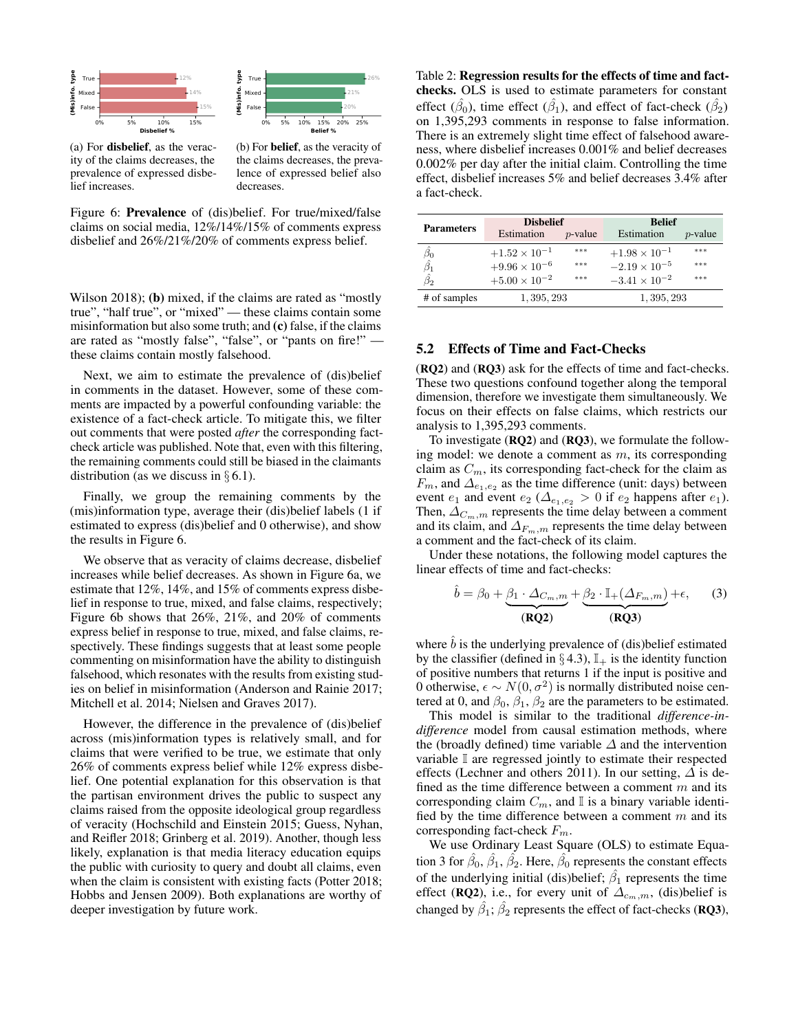(a) For **disbelief**, as the veracity of the claims decreases, the prevalence of expressed disbelief increases.

(b) For **belief**, as the veracity of the claims decreases, the prevalence of expressed belief also decreases.

Figure 6: **Prevalence** of (dis)belief. For true/mixed/false claims on social media, 12%/14%/15% of comments express disbelief and 26%/21%/20% of comments express belief.

Wilson 2018); **(b)** mixed, if the claims are rated as "mostly true", "half true", or "mixed" — these claims contain some misinformation but also some truth; and **(c)** false, if the claims are rated as "mostly false", "false", or "pants on fire!" — these claims contain mostly falsehood.

Next, we aim to estimate the prevalence of (dis)belief in comments in the dataset. However, some of these comments are impacted by a powerful confounding variable: the existence of a fact-check article. To mitigate this, we filter out comments that were posted *after* the corresponding fact-check article was published. Note that, even with this filtering, the remaining comments could still be biased in the claimants distribution (as we discuss in § 6.1).

Finally, we group the remaining comments by the (mis)information type, average their (dis)belief labels (1 if estimated to express (dis)belief and 0 otherwise), and show the results in Figure 6.

We observe that as veracity of claims decrease, disbelief increases while belief decreases. As shown in Figure 6a, we estimate that 12%, 14%, and 15% of comments express disbelief in response to true, mixed, and false claims, respectively; Figure 6b shows that 26%, 21%, and 20% of comments express belief in response to true, mixed, and false claims, respectively. These findings suggests that at least some people commenting on misinformation have the ability to distinguish falsehood, which resonates with the results from existing studies on belief in misinformation (Anderson and Rainie 2017; Mitchell et al. 2014; Nielsen and Graves 2017).

However, the difference in the prevalence of (dis)belief across (mis)information types is relatively small, and for claims that were verified to be true, we estimate that only 26% of comments express belief while 12% express disbelief. One potential explanation for this observation is that the partisan environment drives the public to suspect any claims raised from the opposite ideological group regardless of veracity (Hochschild and Einstein 2015; Guess, Nyhan, and Reifler 2018; Grinberg et al. 2019). Another, though less likely, explanation is that media literacy education equips the public with curiosity to query and doubt all claims, even when the claim is consistent with existing facts (Potter 2018; Hobbs and Jensen 2009). Both explanations are worthy of deeper investigation by future work.

Table 2: **Regression results for the effects of time and fact-checks.** OLS is used to estimate parameters for constant effect ($\hat{\beta}_0$), time effect ($\hat{\beta}_1$), and effect of fact-check ($\hat{\beta}_2$) on 1,395,293 comments in response to false information. There is an extremely slight time effect of falsehood awareness, where disbelief increases 0.001% and belief decreases 0.002% per day after the initial claim. Controlling the time effect, disbelief increases 5% and belief decreases 3.4% after a fact-check.

| Parameters | Disbelief | | Belief | |
|---|---|---|---|---|
| | Estimation | $p$-value | Estimation | $p$-value |
| $\hat{\beta}_0$ | $+1.52 \times 10^{-1}$ | *** | $+1.98 \times 10^{-1}$ | *** |
| $\hat{\beta}_1$ | $+9.96 \times 10^{-6}$ | *** | $-2.19 \times 10^{-5}$ | *** |
| $\hat{\beta}_2$ | $+5.00 \times 10^{-2}$ | *** | $-3.41 \times 10^{-2}$ | *** |
| # of samples | 1,395,293 | | 1,395,293 | |

## 5.2 Effects of Time and Fact-Checks

(**RQ2**) and (**RQ3**) ask for the effects of time and fact-checks. These two questions confound together along the temporal dimension, therefore we investigate them simultaneously. We focus on their effects on false claims, which restricts our analysis to 1,395,293 comments.

To investigate (**RQ2**) and (**RQ3**), we formulate the following model: we denote a comment as $m$, its corresponding claim as $C_m$, its corresponding fact-check for the claim as $F_m$, and $\Delta_{e_1,e_2}$ as the time difference (unit: days) between event $e_1$ and event $e_2$ ($\Delta_{e_1,e_2} > 0$ if $e_2$ happens after $e_1$). Then, $\Delta_{C_m,m}$ represents the time delay between a comment and its claim, and $\Delta_{F_m,m}$ represents the time delay between a comment and the fact-check of its claim.

Under these notations, the following model captures the linear effects of time and fact-checks:

$$\hat{b} = \beta_0 + \underbrace{\beta_1 \cdot \Delta_{C_m,m}}_{\textbf{(RQ2)}} + \underbrace{\beta_2 \cdot \mathbb{I}_+(\Delta_{F_m,m})}_{\textbf{(RQ3)}} + \epsilon, \quad (3)$$

where $\hat{b}$ is the underlying prevalence of (dis)belief estimated by the classifier (defined in § 4.3), $\mathbb{I}_+$ is the identity function of positive numbers that returns 1 if the input is positive and 0 otherwise, $\epsilon \sim N(0, \sigma^2)$ is normally distributed noise centered at 0, and $\beta_0$, $\beta_1$, $\beta_2$ are the parameters to be estimated.

This model is similar to the traditional *difference-in-difference* model from causal estimation methods, where the (broadly defined) time variable $\Delta$ and the intervention variable $\mathbb{I}$ are regressed jointly to estimate their respected effects (Lechner and others 2011). In our setting, $\Delta$ is defined as the time difference between a comment $m$ and its corresponding claim $C_m$, and $\mathbb{I}$ is a binary variable identified by the time difference between a comment $m$ and its corresponding fact-check $F_m$.

We use Ordinary Least Square (OLS) to estimate Equation 3 for $\hat{\beta}_0$, $\hat{\beta}_1$, $\hat{\beta}_2$. Here, $\hat{\beta}_0$ represents the constant effects of the underlying initial (dis)belief; $\hat{\beta}_1$ represents the time effect (**RQ2**), i.e., for every unit of $\Delta_{c_m,m}$, (dis)belief is changed by $\hat{\beta}_1$; $\hat{\beta}_2$ represents the effect of fact-checks (**RQ3**),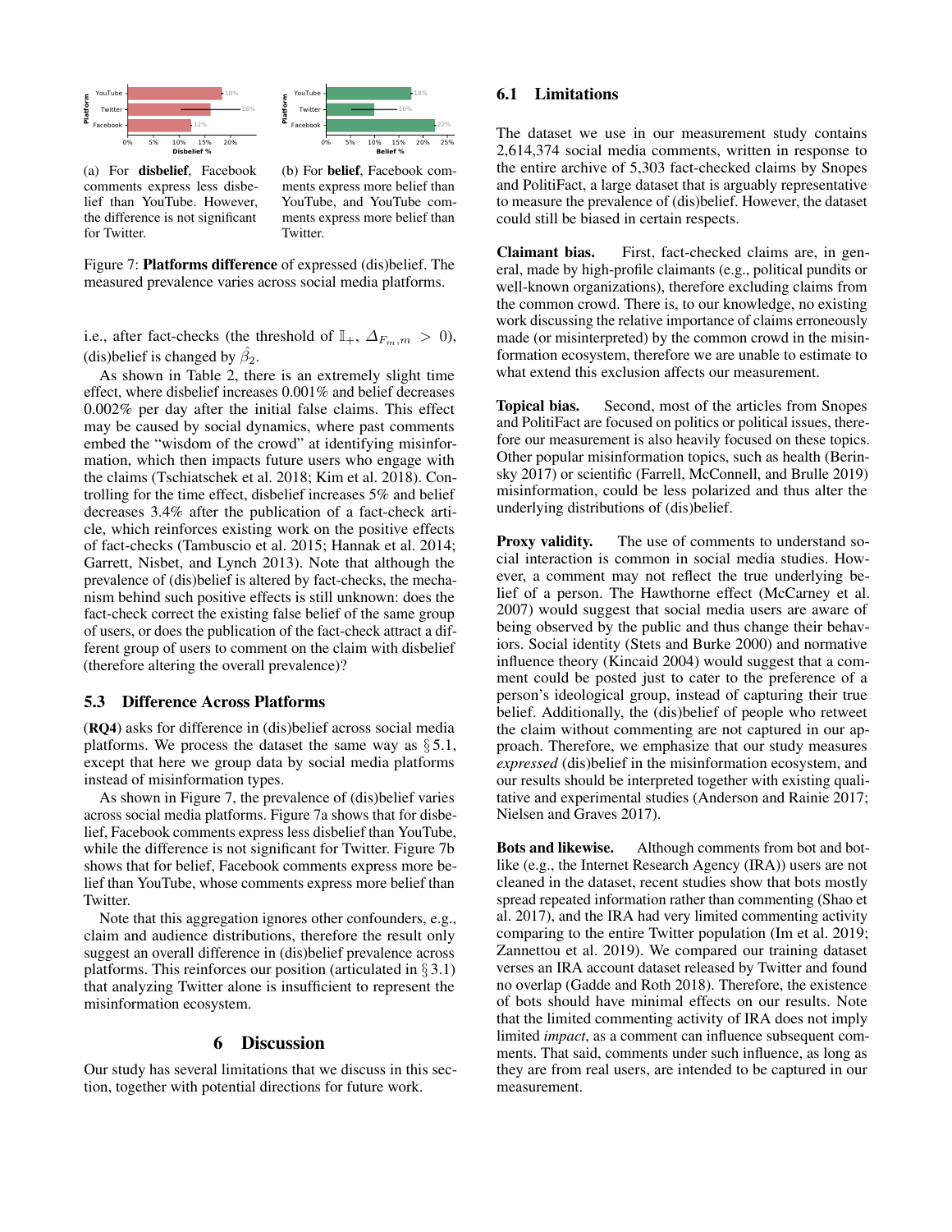(a) For **disbelief**, Facebook comments express less disbelief than YouTube. However, the difference is not significant for Twitter.

(b) For **belief**, Facebook comments express more belief than YouTube, and YouTube comments express more belief than Twitter.

Figure 7: **Platforms difference** of expressed (dis)belief. The measured prevalence varies across social media platforms.

i.e., after fact-checks (the threshold of $\mathbb{I}_+$, $\Delta_{F_m,m} > 0$), (dis)belief is changed by $\hat{\beta}_2$.

As shown in Table 2, there is an extremely slight time effect, where disbelief increases 0.001% and belief decreases 0.002% per day after the initial false claims. This effect may be caused by social dynamics, where past comments embed the "wisdom of the crowd" at identifying misinformation, which then impacts future users who engage with the claims (Tschiatschek et al. 2018; Kim et al. 2018). Controlling for the time effect, disbelief increases 5% and belief decreases 3.4% after the publication of a fact-check article, which reinforces existing work on the positive effects of fact-checks (Tambuscio et al. 2015; Hannak et al. 2014; Garrett, Nisbet, and Lynch 2013). Note that although the prevalence of (dis)belief is altered by fact-checks, the mechanism behind such positive effects is still unknown: does the fact-check correct the existing false belief of the same group of users, or does the publication of the fact-check attract a different group of users to comment on the claim with disbelief (therefore altering the overall prevalence)?

### 5.3 Difference Across Platforms

(**RQ4**) asks for difference in (dis)belief across social media platforms. We process the dataset the same way as § 5.1, except that here we group data by social media platforms instead of misinformation types.

As shown in Figure 7, the prevalence of (dis)belief varies across social media platforms. Figure 7a shows that for disbelief, Facebook comments express less disbelief than YouTube, while the difference is not significant for Twitter. Figure 7b shows that for belief, Facebook comments express more belief than YouTube, whose comments express more belief than Twitter.

Note that this aggregation ignores other confounders, e.g., claim and audience distributions, therefore the result only suggest an overall difference in (dis)belief prevalence across platforms. This reinforces our position (articulated in § 3.1) that analyzing Twitter alone is insufficient to represent the misinformation ecosystem.

## 6 Discussion

Our study has several limitations that we discuss in this section, together with potential directions for future work.

### 6.1 Limitations

The dataset we use in our measurement study contains 2,614,374 social media comments, written in response to the entire archive of 5,303 fact-checked claims by Snopes and PolitiFact, a large dataset that is arguably representative to measure the prevalence of (dis)belief. However, the dataset could still be biased in certain respects.

**Claimant bias.** First, fact-checked claims are, in general, made by high-profile claimants (e.g., political pundits or well-known organizations), therefore excluding claims from the common crowd. There is, to our knowledge, no existing work discussing the relative importance of claims erroneously made (or misinterpreted) by the common crowd in the misinformation ecosystem, therefore we are unable to estimate to what extend this exclusion affects our measurement.

**Topical bias.** Second, most of the articles from Snopes and PolitiFact are focused on politics or political issues, therefore our measurement is also heavily focused on these topics. Other popular misinformation topics, such as health (Berinsky 2017) or scientific (Farrell, McConnell, and Brulle 2019) misinformation, could be less polarized and thus alter the underlying distributions of (dis)belief.

**Proxy validity.** The use of comments to understand social interaction is common in social media studies. However, a comment may not reflect the true underlying belief of a person. The Hawthorne effect (McCarney et al. 2007) would suggest that social media users are aware of being observed by the public and thus change their behaviors. Social identity (Stets and Burke 2000) and normative influence theory (Kincaid 2004) would suggest that a comment could be posted just to cater to the preference of a person's ideological group, instead of capturing their true belief. Additionally, the (dis)belief of people who retweet the claim without commenting are not captured in our approach. Therefore, we emphasize that our study measures *expressed* (dis)belief in the misinformation ecosystem, and our results should be interpreted together with existing qualitative and experimental studies (Anderson and Rainie 2017; Nielsen and Graves 2017).

**Bots and likewise.** Although comments from bot and bot-like (e.g., the Internet Research Agency (IRA)) users are not cleaned in the dataset, recent studies show that bots mostly spread repeated information rather than commenting (Shao et al. 2017), and the IRA had very limited commenting activity comparing to the entire Twitter population (Im et al. 2019; Zannettou et al. 2019). We compared our training dataset verses an IRA account dataset released by Twitter and found no overlap (Gadde and Roth 2018). Therefore, the existence of bots should have minimal effects on our results. Note that the limited commenting activity of IRA does not imply limited *impact*, as a comment can influence subsequent comments. That said, comments under such influence, as long as they are from real users, are intended to be captured in our measurement.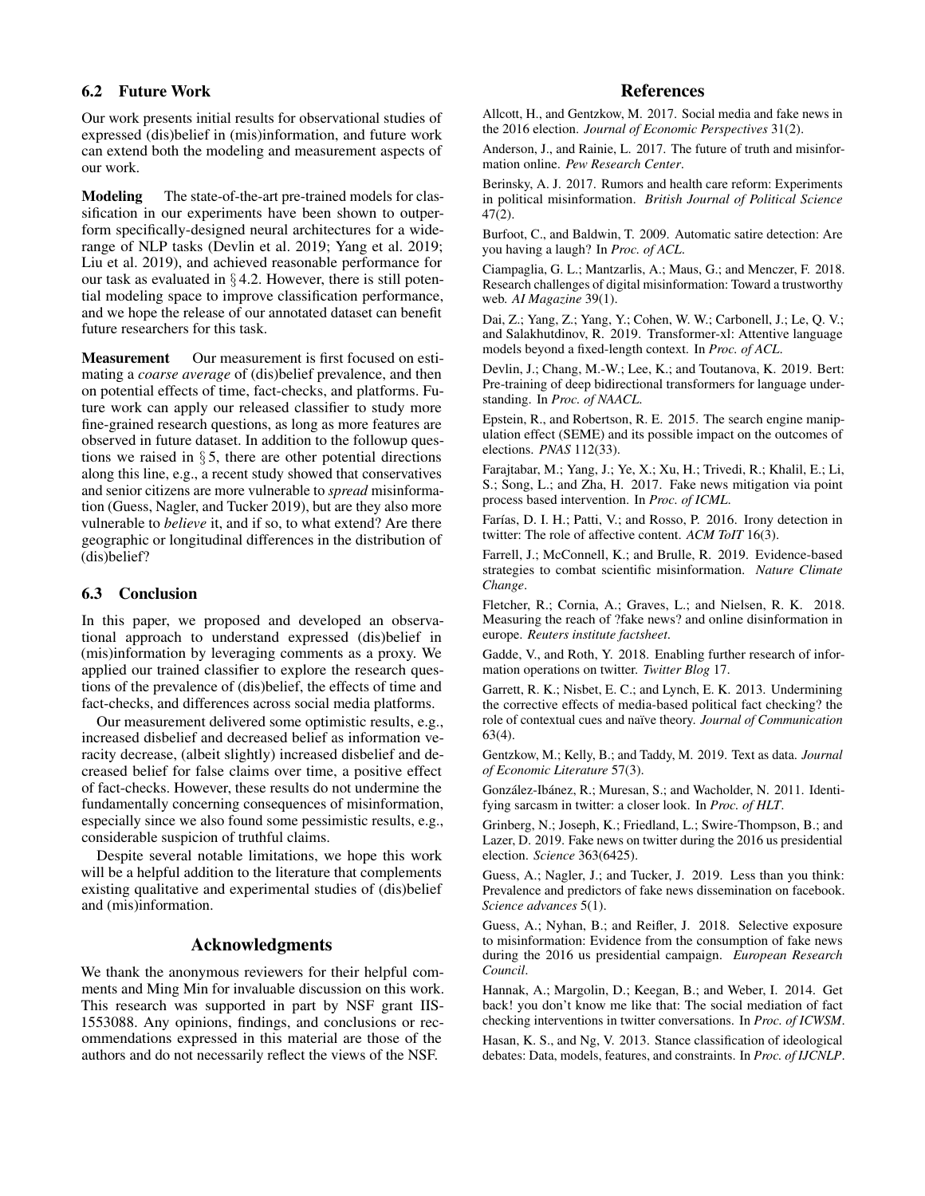### 6.2 Future Work

Our work presents initial results for observational studies of expressed (dis)belief in (mis)information, and future work can extend both the modeling and measurement aspects of our work.

**Modeling** The state-of-the-art pre-trained models for classification in our experiments have been shown to outperform specifically-designed neural architectures for a wide-range of NLP tasks (Devlin et al. 2019; Yang et al. 2019; Liu et al. 2019), and achieved reasonable performance for our task as evaluated in § 4.2. However, there is still potential modeling space to improve classification performance, and we hope the release of our annotated dataset can benefit future researchers for this task.

**Measurement** Our measurement is first focused on estimating a *coarse average* of (dis)belief prevalence, and then on potential effects of time, fact-checks, and platforms. Future work can apply our released classifier to study more fine-grained research questions, as long as more features are observed in future dataset. In addition to the followup questions we raised in § 5, there are other potential directions along this line, e.g., a recent study showed that conservatives and senior citizens are more vulnerable to *spread* misinformation (Guess, Nagler, and Tucker 2019), but are they also more vulnerable to *believe* it, and if so, to what extend? Are there geographic or longitudinal differences in the distribution of (dis)belief?

### 6.3 Conclusion

In this paper, we proposed and developed an observational approach to understand expressed (dis)belief in (mis)information by leveraging comments as a proxy. We applied our trained classifier to explore the research questions of the prevalence of (dis)belief, the effects of time and fact-checks, and differences across social media platforms.

Our measurement delivered some optimistic results, e.g., increased disbelief and decreased belief as information veracity decrease, (albeit slightly) increased disbelief and decreased belief for false claims over time, a positive effect of fact-checks. However, these results do not undermine the fundamentally concerning consequences of misinformation, especially since we also found some pessimistic results, e.g., considerable suspicion of truthful claims.

Despite several notable limitations, we hope this work will be a helpful addition to the literature that complements existing qualitative and experimental studies of (dis)belief and (mis)information.

## Acknowledgments

We thank the anonymous reviewers for their helpful comments and Ming Min for invaluable discussion on this work. This research was supported in part by NSF grant IIS-1553088. Any opinions, findings, and conclusions or recommendations expressed in this material are those of the authors and do not necessarily reflect the views of the NSF.

## References

Allcott, H., and Gentzkow, M. 2017. Social media and fake news in the 2016 election. *Journal of Economic Perspectives* 31(2).

Anderson, J., and Rainie, L. 2017. The future of truth and misinformation online. *Pew Research Center*.

Berinsky, A. J. 2017. Rumors and health care reform: Experiments in political misinformation. *British Journal of Political Science* 47(2).

Burfoot, C., and Baldwin, T. 2009. Automatic satire detection: Are you having a laugh? In *Proc. of ACL*.

Ciampaglia, G. L.; Mantzarlis, A.; Maus, G.; and Menczer, F. 2018. Research challenges of digital misinformation: Toward a trustworthy web. *AI Magazine* 39(1).

Dai, Z.; Yang, Z.; Yang, Y.; Cohen, W. W.; Carbonell, J.; Le, Q. V.; and Salakhutdinov, R. 2019. Transformer-xl: Attentive language models beyond a fixed-length context. In *Proc. of ACL*.

Devlin, J.; Chang, M.-W.; Lee, K.; and Toutanova, K. 2019. Bert: Pre-training of deep bidirectional transformers for language understanding. In *Proc. of NAACL*.

Epstein, R., and Robertson, R. E. 2015. The search engine manipulation effect (SEME) and its possible impact on the outcomes of elections. *PNAS* 112(33).

Farajtabar, M.; Yang, J.; Ye, X.; Xu, H.; Trivedi, R.; Khalil, E.; Li, S.; Song, L.; and Zha, H. 2017. Fake news mitigation via point process based intervention. In *Proc. of ICML*.

Farías, D. I. H.; Patti, V.; and Rosso, P. 2016. Irony detection in twitter: The role of affective content. *ACM ToIT* 16(3).

Farrell, J.; McConnell, K.; and Brulle, R. 2019. Evidence-based strategies to combat scientific misinformation. *Nature Climate Change*.

Fletcher, R.; Cornia, A.; Graves, L.; and Nielsen, R. K. 2018. Measuring the reach of ?fake news? and online disinformation in europe. *Reuters institute factsheet*.

Gadde, V., and Roth, Y. 2018. Enabling further research of information operations on twitter. *Twitter Blog* 17.

Garrett, R. K.; Nisbet, E. C.; and Lynch, E. K. 2013. Undermining the corrective effects of media-based political fact checking? the role of contextual cues and naïve theory. *Journal of Communication* 63(4).

Gentzkow, M.; Kelly, B.; and Taddy, M. 2019. Text as data. *Journal of Economic Literature* 57(3).

González-Ibánez, R.; Muresan, S.; and Wacholder, N. 2011. Identifying sarcasm in twitter: a closer look. In *Proc. of HLT*.

Grinberg, N.; Joseph, K.; Friedland, L.; Swire-Thompson, B.; and Lazer, D. 2019. Fake news on twitter during the 2016 us presidential election. *Science* 363(6425).

Guess, A.; Nagler, J.; and Tucker, J. 2019. Less than you think: Prevalence and predictors of fake news dissemination on facebook. *Science advances* 5(1).

Guess, A.; Nyhan, B.; and Reifler, J. 2018. Selective exposure to misinformation: Evidence from the consumption of fake news during the 2016 us presidential campaign. *European Research Council*.

Hannak, A.; Margolin, D.; Keegan, B.; and Weber, I. 2014. Get back! you don't know me like that: The social mediation of fact checking interventions in twitter conversations. In *Proc. of ICWSM*.

Hasan, K. S., and Ng, V. 2013. Stance classification of ideological debates: Data, models, features, and constraints. In *Proc. of IJCNLP*.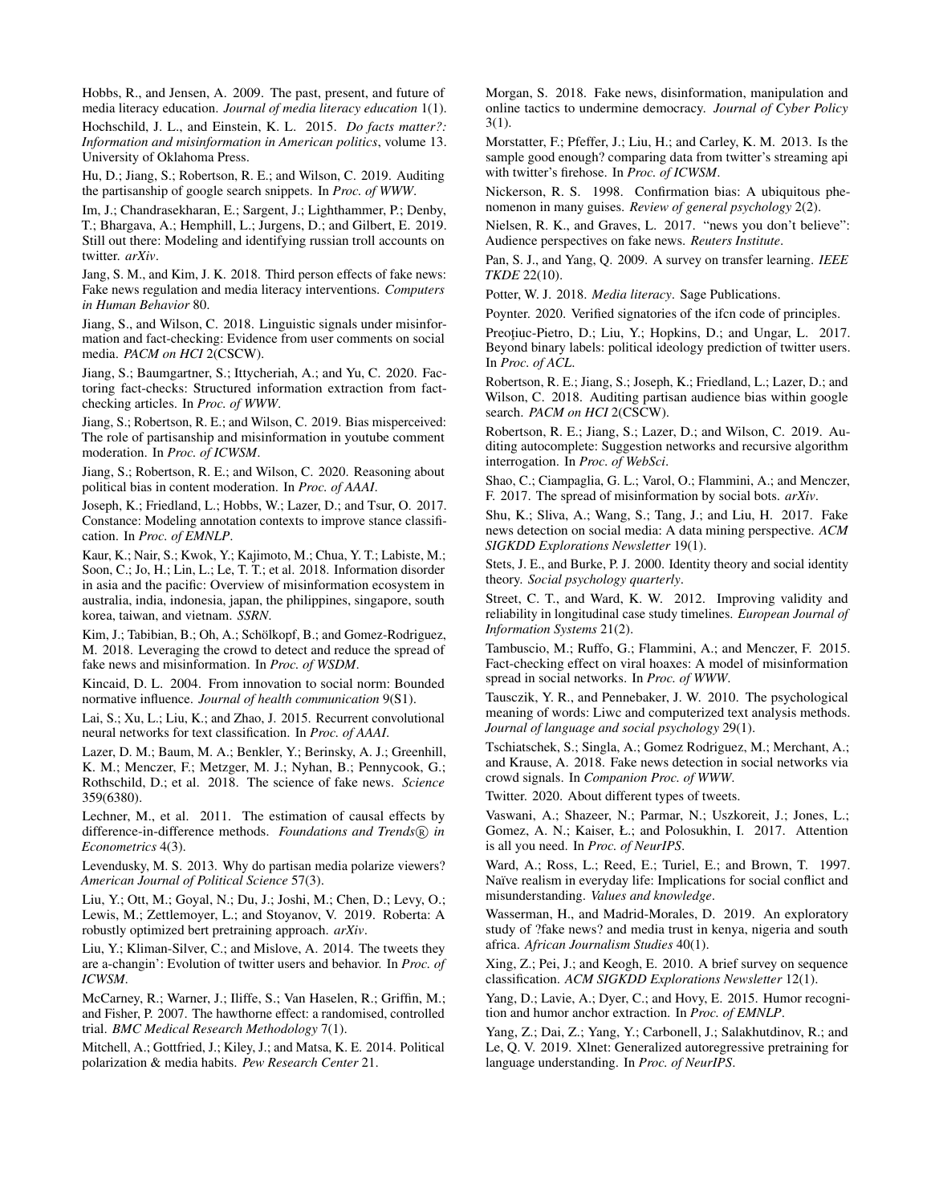Hobbs, R., and Jensen, A. 2009. The past, present, and future of media literacy education. *Journal of media literacy education* 1(1).

Hochschild, J. L., and Einstein, K. L. 2015. *Do facts matter?: Information and misinformation in American politics*, volume 13. University of Oklahoma Press.

Hu, D.; Jiang, S.; Robertson, R. E.; and Wilson, C. 2019. Auditing the partisanship of google search snippets. In *Proc. of WWW*.

Im, J.; Chandrasekharan, E.; Sargent, J.; Lighthammer, P.; Denby, T.; Bhargava, A.; Hemphill, L.; Jurgens, D.; and Gilbert, E. 2019. Still out there: Modeling and identifying russian troll accounts on twitter. *arXiv*.

Jang, S. M., and Kim, J. K. 2018. Third person effects of fake news: Fake news regulation and media literacy interventions. *Computers in Human Behavior* 80.

Jiang, S., and Wilson, C. 2018. Linguistic signals under misinformation and fact-checking: Evidence from user comments on social media. *PACM on HCI* 2(CSCW).

Jiang, S.; Baumgartner, S.; Ittycheriah, A.; and Yu, C. 2020. Factoring fact-checks: Structured information extraction from fact-checking articles. In *Proc. of WWW*.

Jiang, S.; Robertson, R. E.; and Wilson, C. 2019. Bias misperceived: The role of partisanship and misinformation in youtube comment moderation. In *Proc. of ICWSM*.

Jiang, S.; Robertson, R. E.; and Wilson, C. 2020. Reasoning about political bias in content moderation. In *Proc. of AAAI*.

Joseph, K.; Friedland, L.; Hobbs, W.; Lazer, D.; and Tsur, O. 2017. Constance: Modeling annotation contexts to improve stance classification. In *Proc. of EMNLP*.

Kaur, K.; Nair, S.; Kwok, Y.; Kajimoto, M.; Chua, Y. T.; Labiste, M.; Soon, C.; Jo, H.; Lin, L.; Le, T. T.; et al. 2018. Information disorder in asia and the pacific: Overview of misinformation ecosystem in australia, india, indonesia, japan, the philippines, singapore, south korea, taiwan, and vietnam. *SSRN*.

Kim, J.; Tabibian, B.; Oh, A.; Schölkopf, B.; and Gomez-Rodriguez, M. 2018. Leveraging the crowd to detect and reduce the spread of fake news and misinformation. In *Proc. of WSDM*.

Kincaid, D. L. 2004. From innovation to social norm: Bounded normative influence. *Journal of health communication* 9(S1).

Lai, S.; Xu, L.; Liu, K.; and Zhao, J. 2015. Recurrent convolutional neural networks for text classification. In *Proc. of AAAI*.

Lazer, D. M.; Baum, M. A.; Benkler, Y.; Berinsky, A. J.; Greenhill, K. M.; Menczer, F.; Metzger, M. J.; Nyhan, B.; Pennycook, G.; Rothschild, D.; et al. 2018. The science of fake news. *Science* 359(6380).

Lechner, M., et al. 2011. The estimation of causal effects by difference-in-difference methods. *Foundations and Trends® in Econometrics* 4(3).

Levendusky, M. S. 2013. Why do partisan media polarize viewers? *American Journal of Political Science* 57(3).

Liu, Y.; Ott, M.; Goyal, N.; Du, J.; Joshi, M.; Chen, D.; Levy, O.; Lewis, M.; Zettlemoyer, L.; and Stoyanov, V. 2019. Roberta: A robustly optimized bert pretraining approach. *arXiv*.

Liu, Y.; Kliman-Silver, C.; and Mislove, A. 2014. The tweets they are a-changin': Evolution of twitter users and behavior. In *Proc. of ICWSM*.

McCarney, R.; Warner, J.; Iliffe, S.; Van Haselen, R.; Griffin, M.; and Fisher, P. 2007. The hawthorne effect: a randomised, controlled trial. *BMC Medical Research Methodology* 7(1).

Mitchell, A.; Gottfried, J.; Kiley, J.; and Matsa, K. E. 2014. Political polarization & media habits. *Pew Research Center* 21.

Morgan, S. 2018. Fake news, disinformation, manipulation and online tactics to undermine democracy. *Journal of Cyber Policy* 3(1).

Morstatter, F.; Pfeffer, J.; Liu, H.; and Carley, K. M. 2013. Is the sample good enough? comparing data from twitter's streaming api with twitter's firehose. In *Proc. of ICWSM*.

Nickerson, R. S. 1998. Confirmation bias: A ubiquitous phenomenon in many guises. *Review of general psychology* 2(2).

Nielsen, R. K., and Graves, L. 2017. "news you don't believe": Audience perspectives on fake news. *Reuters Institute*.

Pan, S. J., and Yang, Q. 2009. A survey on transfer learning. *IEEE TKDE* 22(10).

Potter, W. J. 2018. *Media literacy*. Sage Publications.

Poynter. 2020. Verified signatories of the ifcn code of principles.

Preoţiuc-Pietro, D.; Liu, Y.; Hopkins, D.; and Ungar, L. 2017. Beyond binary labels: political ideology prediction of twitter users. In *Proc. of ACL*.

Robertson, R. E.; Jiang, S.; Joseph, K.; Friedland, L.; Lazer, D.; and Wilson, C. 2018. Auditing partisan audience bias within google search. *PACM on HCI* 2(CSCW).

Robertson, R. E.; Jiang, S.; Lazer, D.; and Wilson, C. 2019. Auditing autocomplete: Suggestion networks and recursive algorithm interrogation. In *Proc. of WebSci*.

Shao, C.; Ciampaglia, G. L.; Varol, O.; Flammini, A.; and Menczer, F. 2017. The spread of misinformation by social bots. *arXiv*.

Shu, K.; Sliva, A.; Wang, S.; Tang, J.; and Liu, H. 2017. Fake news detection on social media: A data mining perspective. *ACM SIGKDD Explorations Newsletter* 19(1).

Stets, J. E., and Burke, P. J. 2000. Identity theory and social identity theory. *Social psychology quarterly*.

Street, C. T., and Ward, K. W. 2012. Improving validity and reliability in longitudinal case study timelines. *European Journal of Information Systems* 21(2).

Tambuscio, M.; Ruffo, G.; Flammini, A.; and Menczer, F. 2015. Fact-checking effect on viral hoaxes: A model of misinformation spread in social networks. In *Proc. of WWW*.

Tausczik, Y. R., and Pennebaker, J. W. 2010. The psychological meaning of words: Liwc and computerized text analysis methods. *Journal of language and social psychology* 29(1).

Tschiatschek, S.; Singla, A.; Gomez Rodriguez, M.; Merchant, A.; and Krause, A. 2018. Fake news detection in social networks via crowd signals. In *Companion Proc. of WWW*.

Twitter. 2020. About different types of tweets.

Vaswani, A.; Shazeer, N.; Parmar, N.; Uszkoreit, J.; Jones, L.; Gomez, A. N.; Kaiser, Ł.; and Polosukhin, I. 2017. Attention is all you need. In *Proc. of NeurIPS*.

Ward, A.; Ross, L.; Reed, E.; Turiel, E.; and Brown, T. 1997. Naïve realism in everyday life: Implications for social conflict and misunderstanding. *Values and knowledge*.

Wasserman, H., and Madrid-Morales, D. 2019. An exploratory study of ?fake news? and media trust in kenya, nigeria and south africa. *African Journalism Studies* 40(1).

Xing, Z.; Pei, J.; and Keogh, E. 2010. A brief survey on sequence classification. *ACM SIGKDD Explorations Newsletter* 12(1).

Yang, D.; Lavie, A.; Dyer, C.; and Hovy, E. 2015. Humor recognition and humor anchor extraction. In *Proc. of EMNLP*.

Yang, Z.; Dai, Z.; Yang, Y.; Carbonell, J.; Salakhutdinov, R.; and Le, Q. V. 2019. Xlnet: Generalized autoregressive pretraining for language understanding. In *Proc. of NeurIPS*.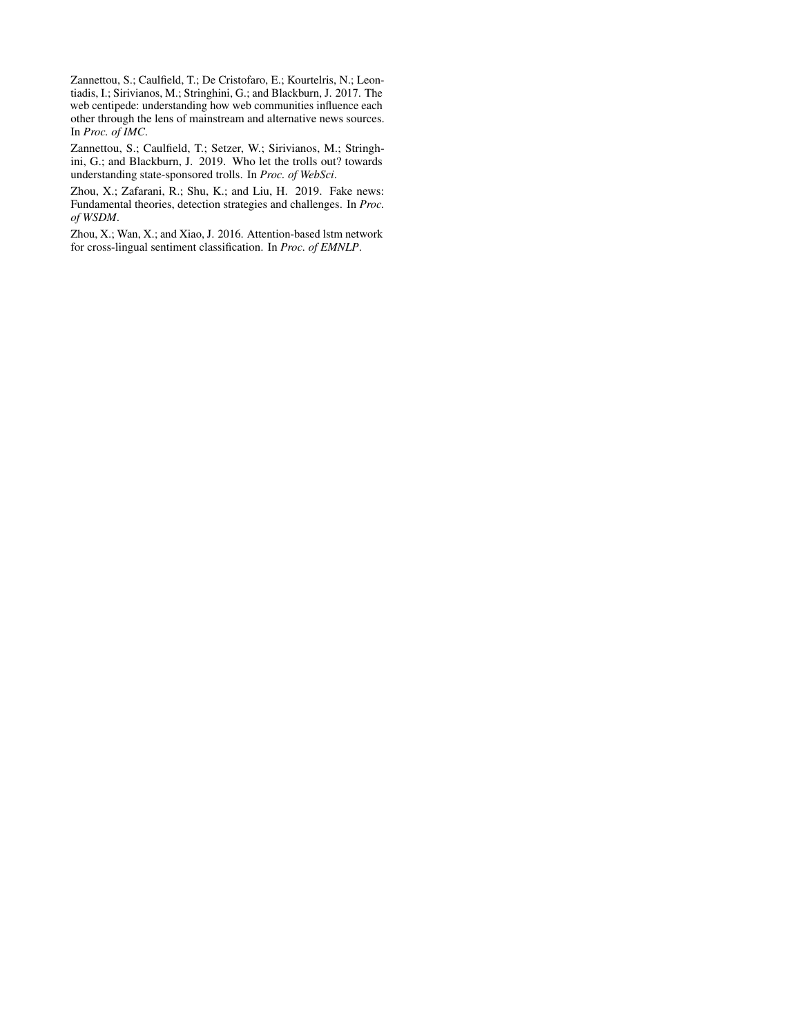Zannettou, S.; Caulfield, T.; De Cristofaro, E.; Kourtelris, N.; Leontiadis, I.; Sirivianos, M.; Stringhini, G.; and Blackburn, J. 2017. The web centipede: understanding how web communities influence each other through the lens of mainstream and alternative news sources. In *Proc. of IMC*.

Zannettou, S.; Caulfield, T.; Setzer, W.; Sirivianos, M.; Stringhini, G.; and Blackburn, J. 2019. Who let the trolls out? towards understanding state-sponsored trolls. In *Proc. of WebSci*.

Zhou, X.; Zafarani, R.; Shu, K.; and Liu, H. 2019. Fake news: Fundamental theories, detection strategies and challenges. In *Proc. of WSDM*.

Zhou, X.; Wan, X.; and Xiao, J. 2016. Attention-based lstm network for cross-lingual sentiment classification. In *Proc. of EMNLP*.